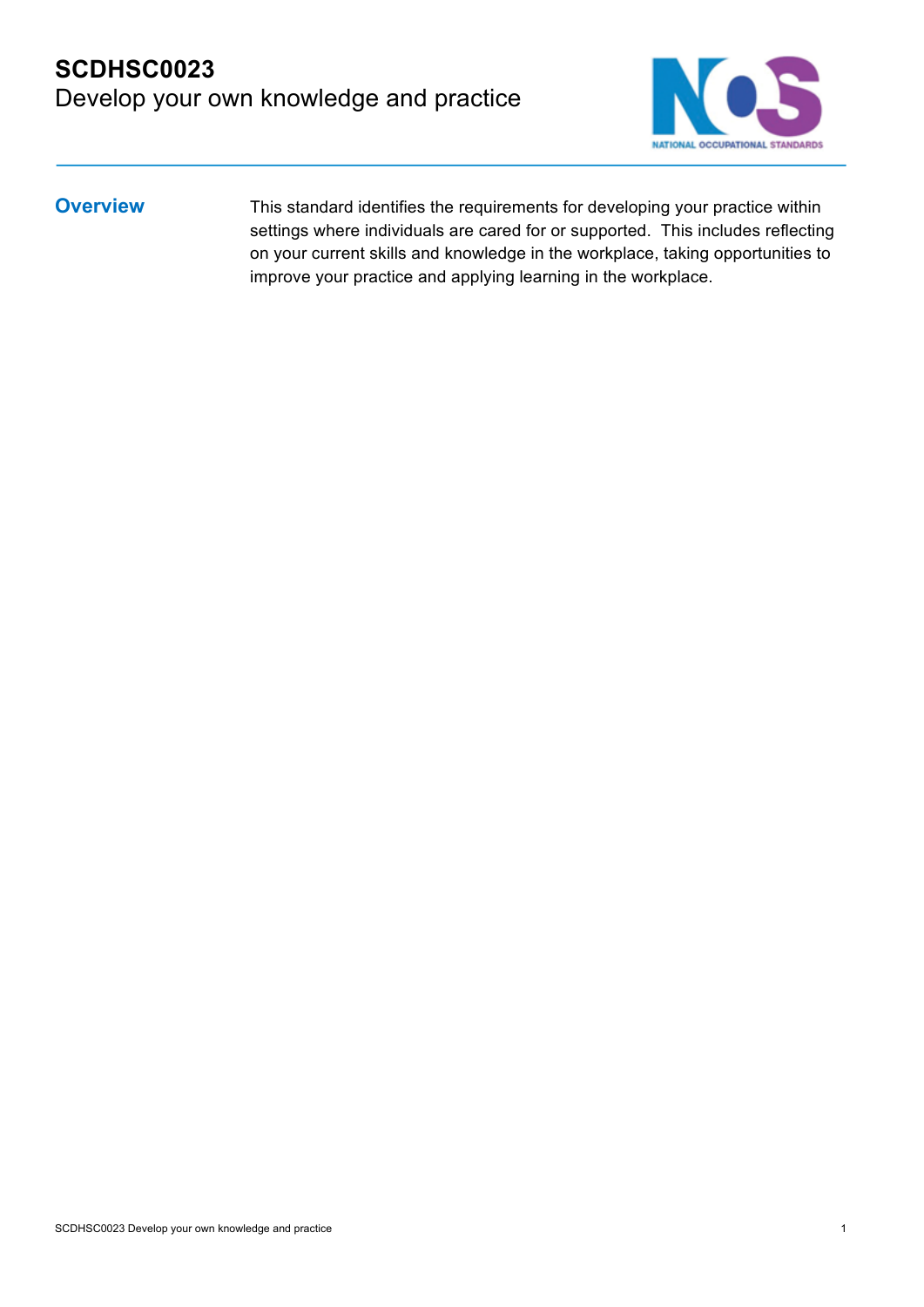# SCDHSC0023
## Develop your own knowledge and practice

### Overview

This standard identifies the requirements for developing your practice within settings where individuals are cared for or supported. This includes reflecting on your current skills and knowledge in the workplace, taking opportunities to improve your practice and applying learning in the workplace.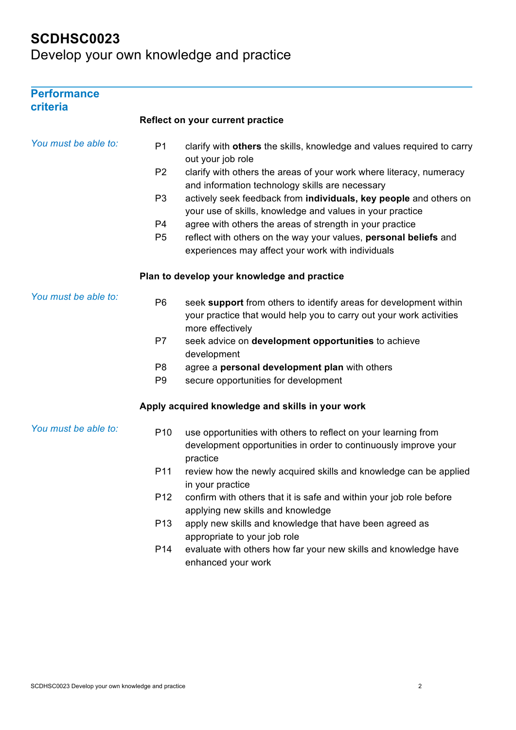# SCDHSC0023
Develop your own knowledge and practice

## Performance criteria

### Reflect on your current practice

*You must be able to:*

- P1 clarify with **others** the skills, knowledge and values required to carry out your job role
- P2 clarify with others the areas of your work where literacy, numeracy and information technology skills are necessary
- P3 actively seek feedback from **individuals, key people** and others on your use of skills, knowledge and values in your practice
- P4 agree with others the areas of strength in your practice
- P5 reflect with others on the way your values, **personal beliefs** and experiences may affect your work with individuals

### Plan to develop your knowledge and practice

*You must be able to:*

- P6 seek **support** from others to identify areas for development within your practice that would help you to carry out your work activities more effectively
- P7 seek advice on **development opportunities** to achieve development
- P8 agree a **personal development plan** with others
- P9 secure opportunities for development

### Apply acquired knowledge and skills in your work

*You must be able to:*

- P10 use opportunities with others to reflect on your learning from development opportunities in order to continuously improve your practice
- P11 review how the newly acquired skills and knowledge can be applied in your practice
- P12 confirm with others that it is safe and within your job role before applying new skills and knowledge
- P13 apply new skills and knowledge that have been agreed as appropriate to your job role
- P14 evaluate with others how far your new skills and knowledge have enhanced your work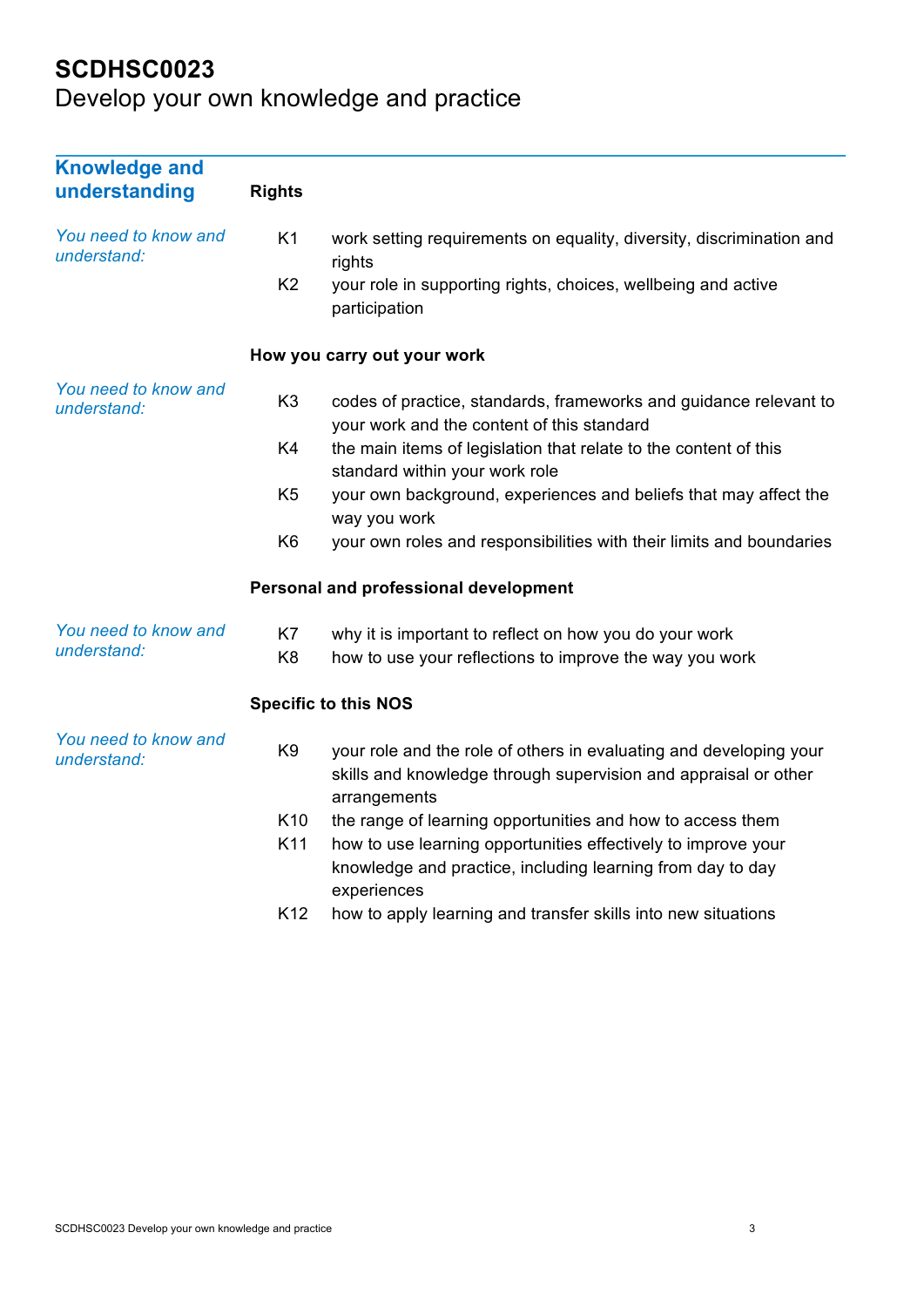# SCDHSC0023

## Develop your own knowledge and practice

## Knowledge and understanding

### Rights

*You need to know and understand:*

- K1 work setting requirements on equality, diversity, discrimination and rights
- K2 your role in supporting rights, choices, wellbeing and active participation

### How you carry out your work

*You need to know and understand:*

- K3 codes of practice, standards, frameworks and guidance relevant to your work and the content of this standard
- K4 the main items of legislation that relate to the content of this standard within your work role
- K5 your own background, experiences and beliefs that may affect the way you work
- K6 your own roles and responsibilities with their limits and boundaries

### Personal and professional development

*You need to know and understand:*

- K7 why it is important to reflect on how you do your work
- K8 how to use your reflections to improve the way you work

### Specific to this NOS

*You need to know and understand:*

- K9 your role and the role of others in evaluating and developing your skills and knowledge through supervision and appraisal or other arrangements
- K10 the range of learning opportunities and how to access them
- K11 how to use learning opportunities effectively to improve your knowledge and practice, including learning from day to day experiences
- K12 how to apply learning and transfer skills into new situations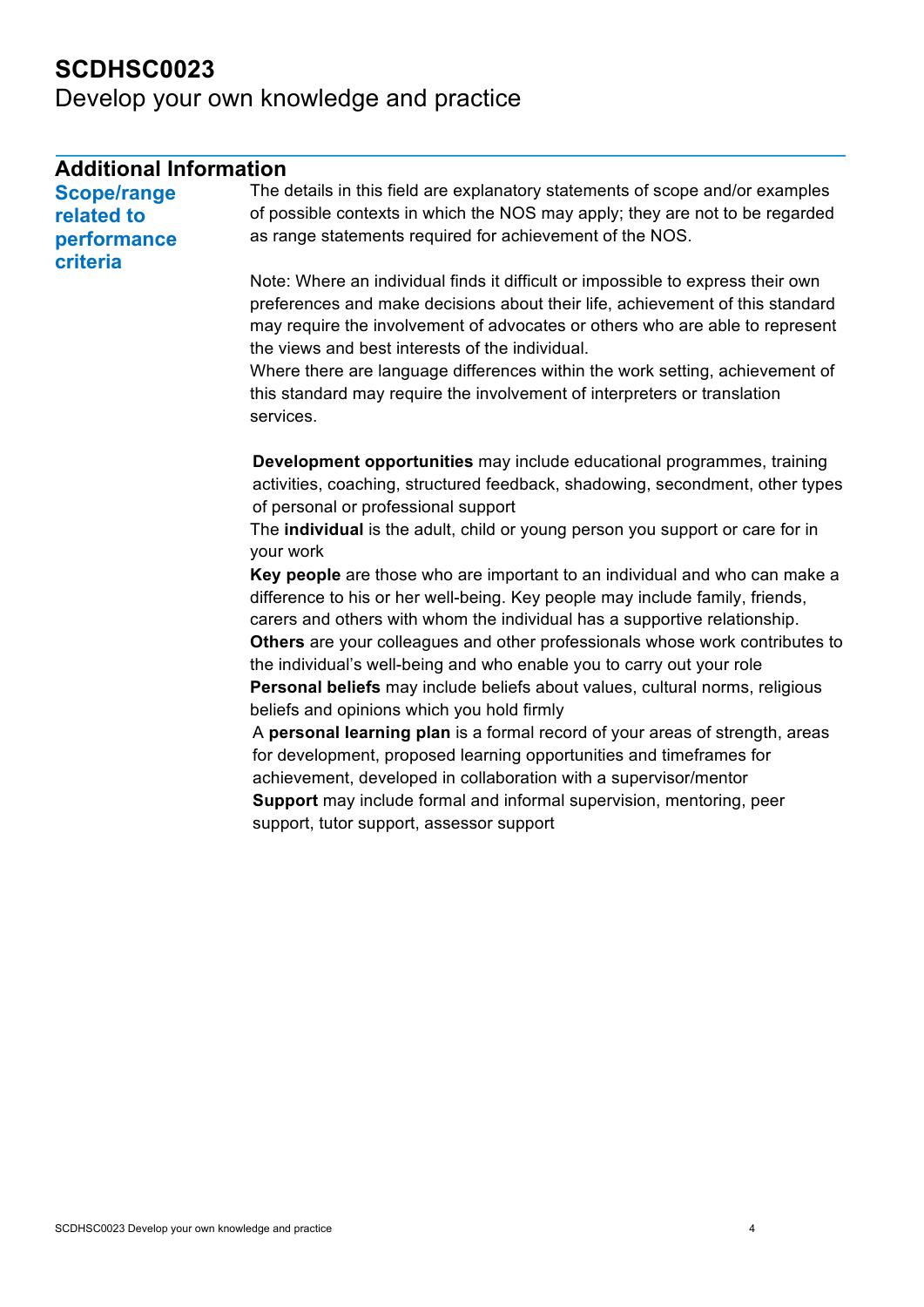# SCDHSC0023
Develop your own knowledge and practice

## Additional Information

### Scope/range related to performance criteria

The details in this field are explanatory statements of scope and/or examples of possible contexts in which the NOS may apply; they are not to be regarded as range statements required for achievement of the NOS.

Note: Where an individual finds it difficult or impossible to express their own preferences and make decisions about their life, achievement of this standard may require the involvement of advocates or others who are able to represent the views and best interests of the individual.
Where there are language differences within the work setting, achievement of this standard may require the involvement of interpreters or translation services.

**Development opportunities** may include educational programmes, training activities, coaching, structured feedback, shadowing, secondment, other types of personal or professional support
The **individual** is the adult, child or young person you support or care for in your work
**Key people** are those who are important to an individual and who can make a difference to his or her well-being. Key people may include family, friends, carers and others with whom the individual has a supportive relationship.
**Others** are your colleagues and other professionals whose work contributes to the individual's well-being and who enable you to carry out your role
**Personal beliefs** may include beliefs about values, cultural norms, religious beliefs and opinions which you hold firmly
A **personal learning plan** is a formal record of your areas of strength, areas for development, proposed learning opportunities and timeframes for achievement, developed in collaboration with a supervisor/mentor
**Support** may include formal and informal supervision, mentoring, peer support, tutor support, assessor support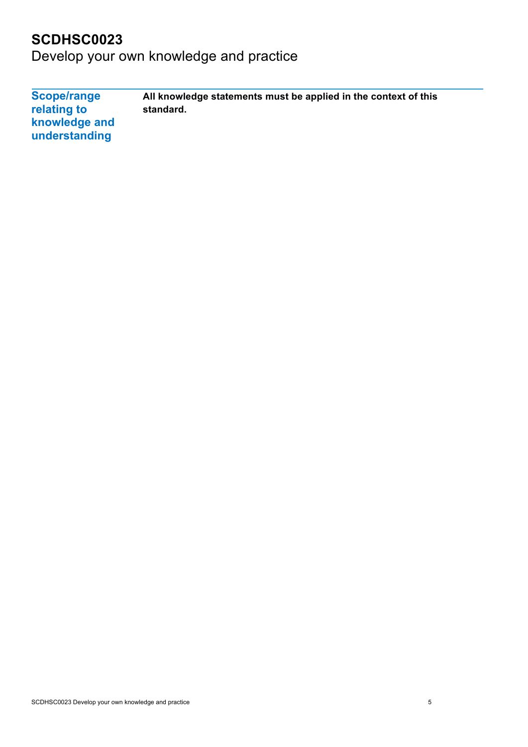# SCDHSC0023

Develop your own knowledge and practice

| Scope/range relating to knowledge and understanding | **All knowledge statements must be applied in the context of this standard.** |
| --- | --- |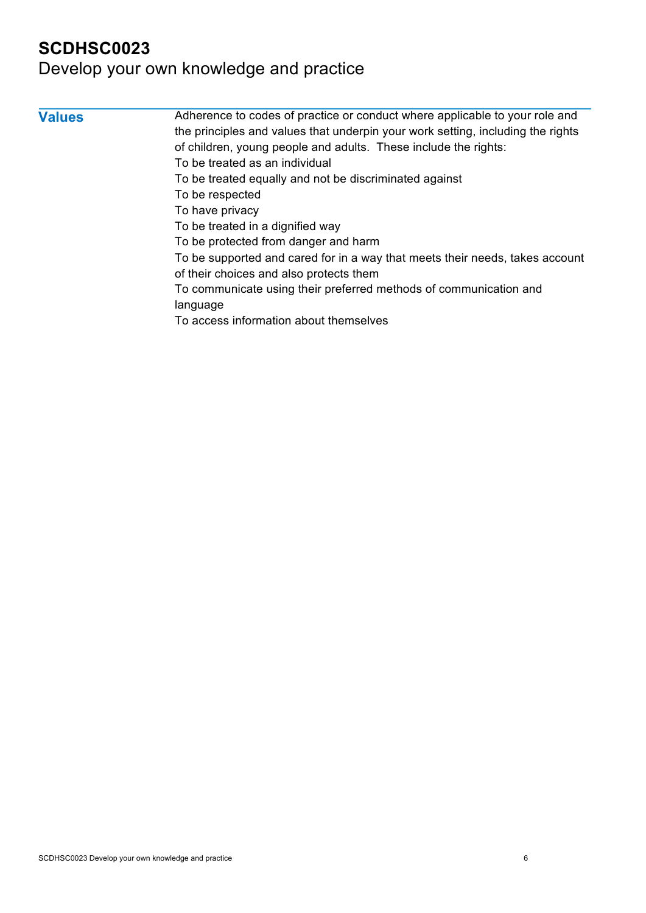# SCDHSC0023
Develop your own knowledge and practice

| | |
|---|---|
| **Values** | Adherence to codes of practice or conduct where applicable to your role and the principles and values that underpin your work setting, including the rights of children, young people and adults. These include the rights:<br>To be treated as an individual<br>To be treated equally and not be discriminated against<br>To be respected<br>To have privacy<br>To be treated in a dignified way<br>To be protected from danger and harm<br>To be supported and cared for in a way that meets their needs, takes account of their choices and also protects them<br>To communicate using their preferred methods of communication and language<br>To access information about themselves |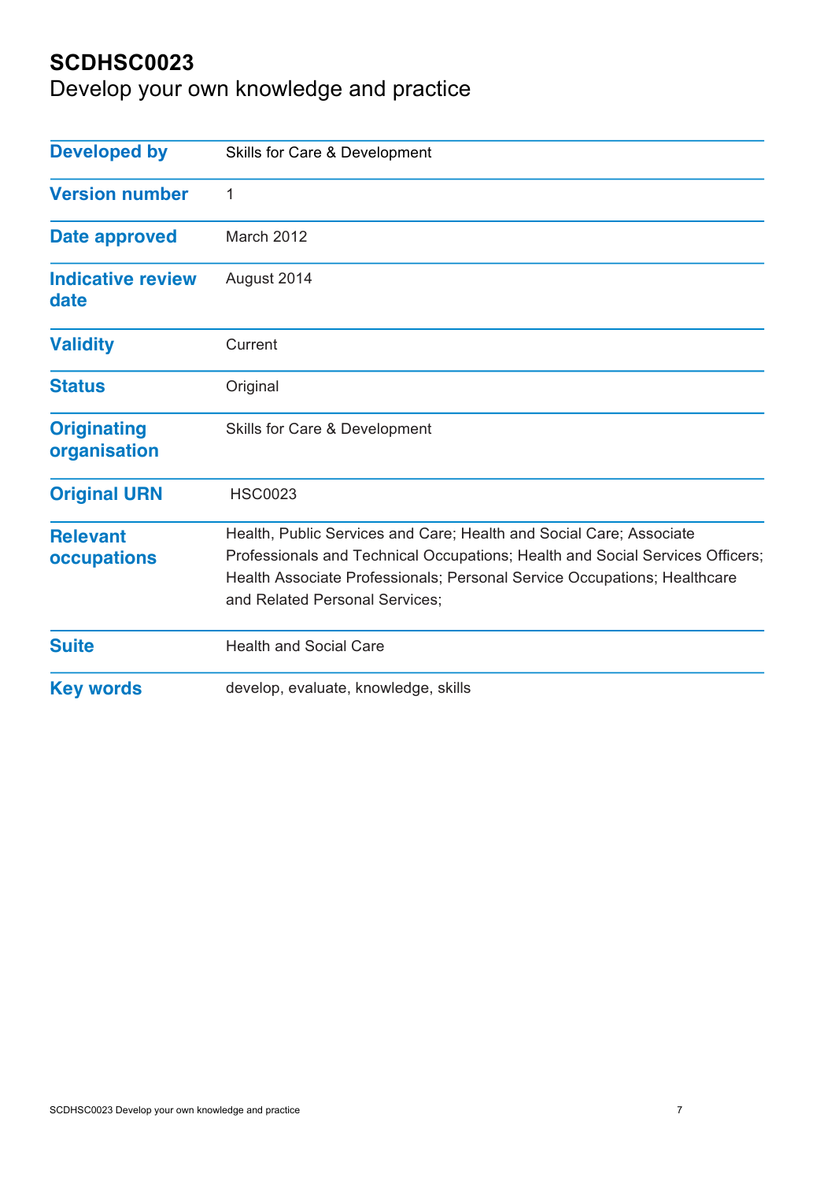# SCDHSC0023

Develop your own knowledge and practice

| | |
|---|---|
| **Developed by** | Skills for Care & Development |
| **Version number** | 1 |
| **Date approved** | March 2012 |
| **Indicative review date** | August 2014 |
| **Validity** | Current |
| **Status** | Original |
| **Originating organisation** | Skills for Care & Development |
| **Original URN** | HSC0023 |
| **Relevant occupations** | Health, Public Services and Care; Health and Social Care; Associate Professionals and Technical Occupations; Health and Social Services Officers; Health Associate Professionals; Personal Service Occupations; Healthcare and Related Personal Services; |
| **Suite** | Health and Social Care |
| **Key words** | develop, evaluate, knowledge, skills |